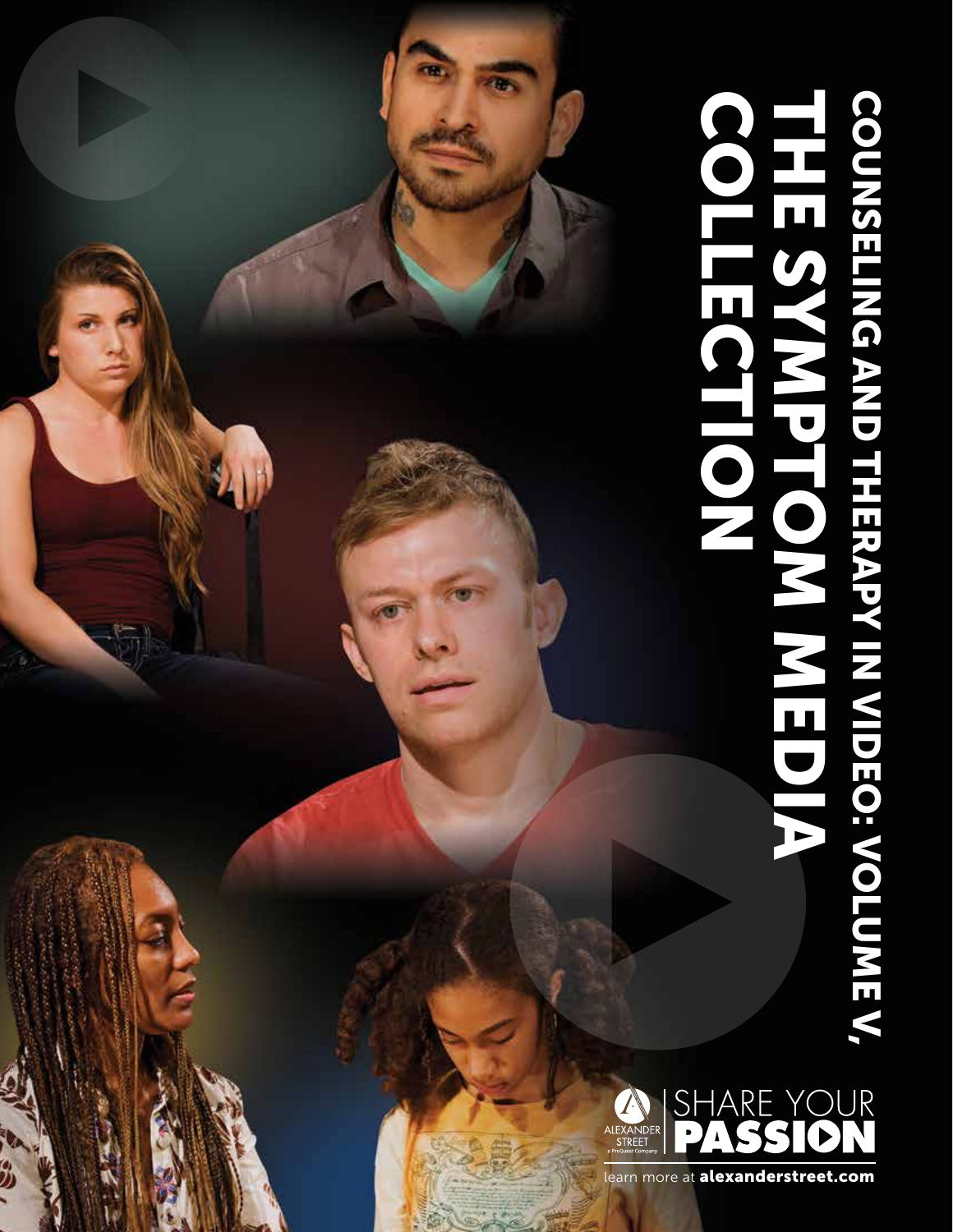# COUNSELING AND THERAPY IN VIDEO: VOLUME V, THE SYMPTOM MEDIA COLLECTION

ALEXANDER STREET
a ProQuest Company

SHARE YOUR **PASSION**

learn more at **alexanderstreet.com**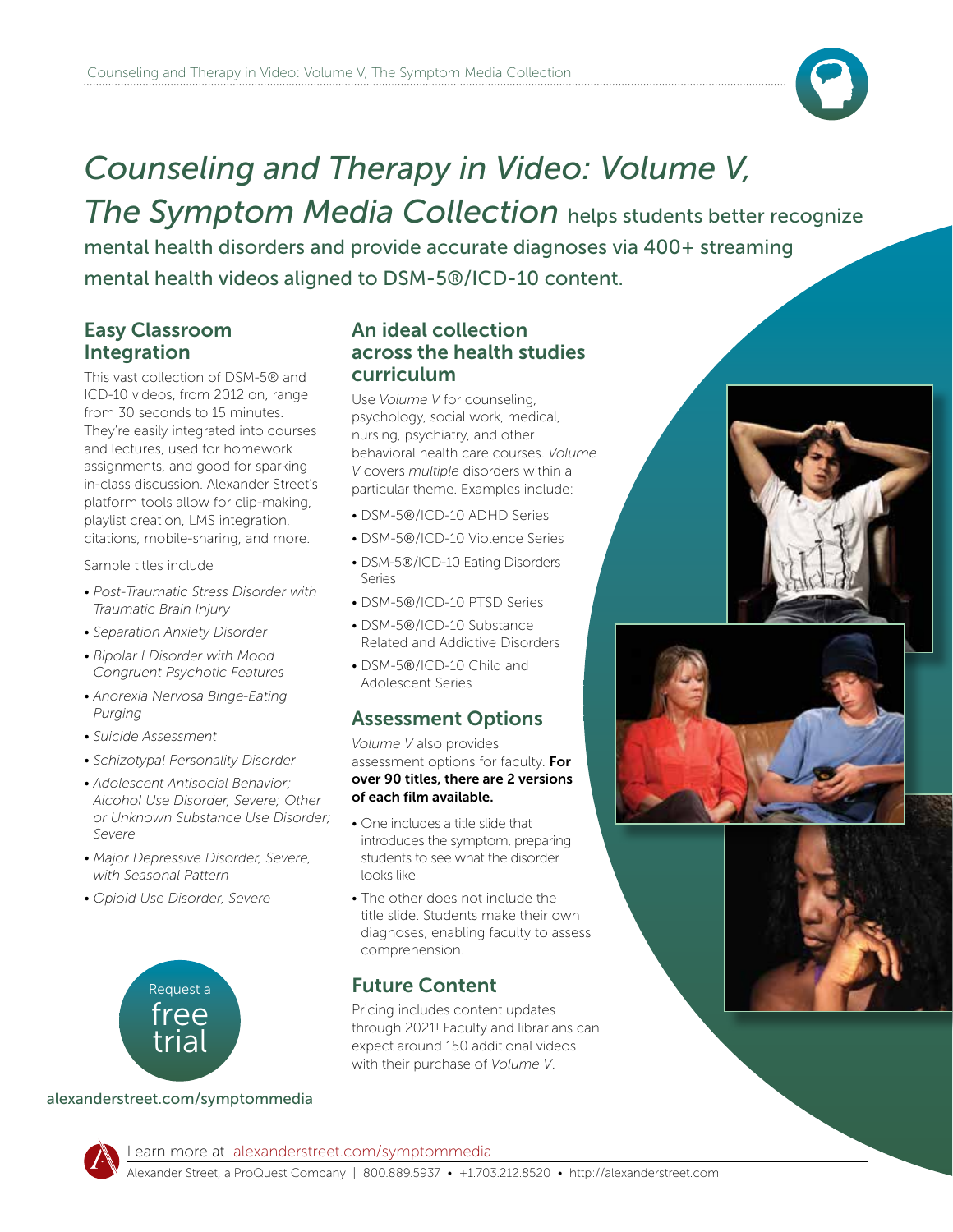# *Counseling and Therapy in Video: Volume V, The Symptom Media Collection* helps students better recognize mental health disorders and provide accurate diagnoses via 400+ streaming mental health videos aligned to DSM-5®/ICD-10 content.

## Easy Classroom Integration

This vast collection of DSM-5® and ICD-10 videos, from 2012 on, range from 30 seconds to 15 minutes. They're easily integrated into courses and lectures, used for homework assignments, and good for sparking in-class discussion. Alexander Street's platform tools allow for clip-making, playlist creation, LMS integration, citations, mobile-sharing, and more.

Sample titles include

- *Post-Traumatic Stress Disorder with Traumatic Brain Injury*
- *Separation Anxiety Disorder*
- *Bipolar I Disorder with Mood Congruent Psychotic Features*
- *Anorexia Nervosa Binge-Eating Purging*
- *Suicide Assessment*
- *Schizotypal Personality Disorder*
- *Adolescent Antisocial Behavior; Alcohol Use Disorder, Severe; Other or Unknown Substance Use Disorder; Severe*
- *Major Depressive Disorder, Severe, with Seasonal Pattern*
- *Opioid Use Disorder, Severe*

Request a free trial

alexanderstreet.com/symptommedia

## An ideal collection across the health studies curriculum

Use *Volume V* for counseling, psychology, social work, medical, nursing, psychiatry, and other behavioral health care courses. *Volume V* covers *multiple* disorders within a particular theme. Examples include:

- DSM-5®/ICD-10 ADHD Series
- DSM-5®/ICD-10 Violence Series
- DSM-5®/ICD-10 Eating Disorders Series
- DSM-5®/ICD-10 PTSD Series
- DSM-5®/ICD-10 Substance Related and Addictive Disorders
- DSM-5®/ICD-10 Child and Adolescent Series

## Assessment Options

*Volume V* also provides assessment options for faculty. **For over 90 titles, there are 2 versions of each film available.**

- One includes a title slide that introduces the symptom, preparing students to see what the disorder looks like.
- The other does not include the title slide. Students make their own diagnoses, enabling faculty to assess comprehension.

## Future Content

Pricing includes content updates through 2021! Faculty and librarians can expect around 150 additional videos with their purchase of *Volume V*.

Learn more at alexanderstreet.com/symptommedia

Alexander Street, a ProQuest Company | 800.889.5937 • +1.703.212.8520 • http://alexanderstreet.com